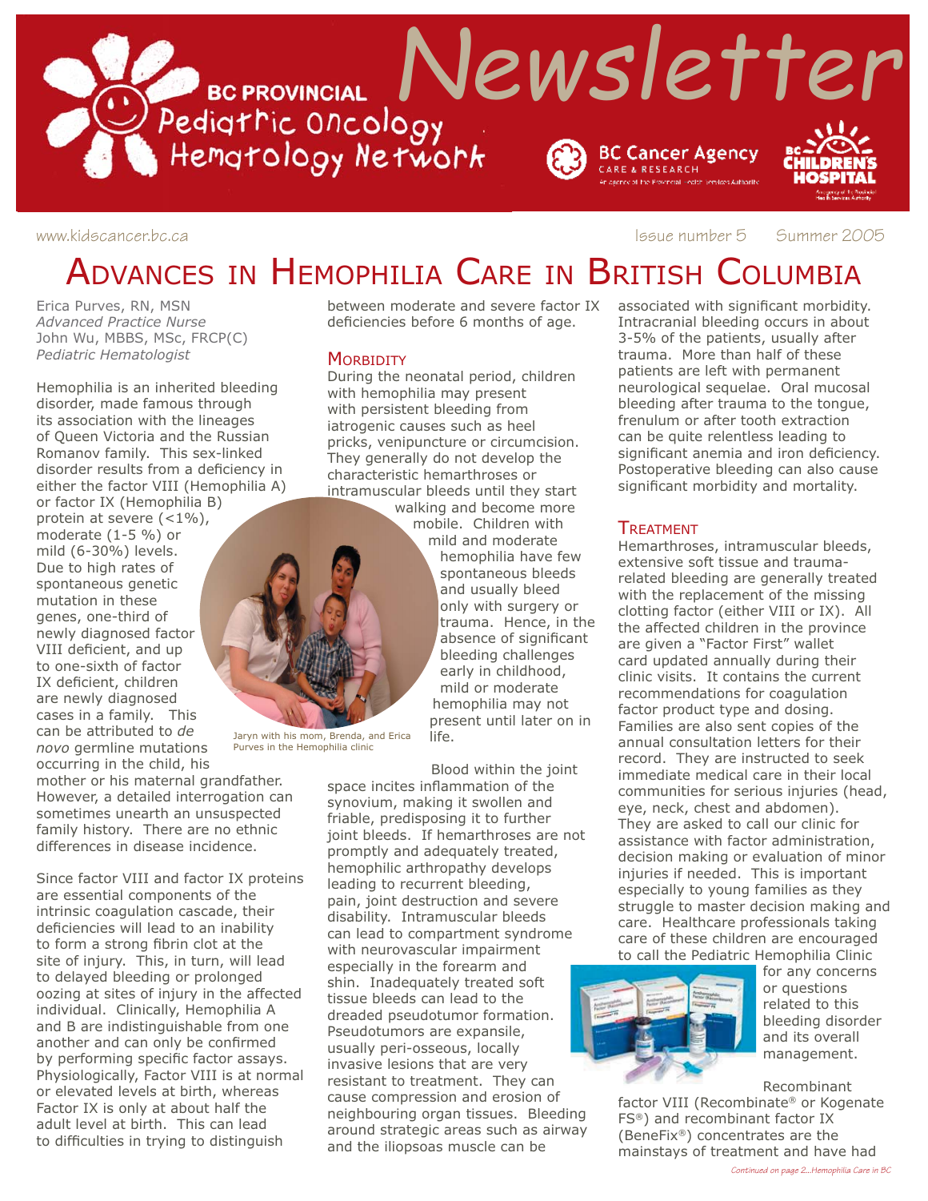# BC Provincial Pediatric Oncology Hematology Network Newsletter

www.kidscancer.bc.ca

Issue number 5 Summer 2005

# Advances in Hemophilia Care in British Columbia

Erica Purves, RN, MSN
*Advanced Practice Nurse*
John Wu, MBBS, MSc, FRCP(C)
*Pediatric Hematologist*

Hemophilia is an inherited bleeding disorder, made famous through its association with the lineages of Queen Victoria and the Russian Romanov family. This sex-linked disorder results from a deficiency in either the factor VIII (Hemophilia A) or factor IX (Hemophilia B) protein at severe (<1%), moderate (1-5 %) or mild (6-30%) levels. Due to high rates of spontaneous genetic mutation in these genes, one-third of newly diagnosed factor VIII deficient, and up to one-sixth of factor IX deficient, children are newly diagnosed cases in a family. This can be attributed to *de novo* germline mutations occurring in the child, his mother or his maternal grandfather. However, a detailed interrogation can sometimes unearth an unsuspected family history. There are no ethnic differences in disease incidence.

Since factor VIII and factor IX proteins are essential components of the intrinsic coagulation cascade, their deficiencies will lead to an inability to form a strong fibrin clot at the site of injury. This, in turn, will lead to delayed bleeding or prolonged oozing at sites of injury in the affected individual. Clinically, Hemophilia A and B are indistinguishable from one another and can only be confirmed by performing specific factor assays. Physiologically, Factor VIII is at normal or elevated levels at birth, whereas Factor IX is only at about half the adult level at birth. This can lead to difficulties in trying to distinguish between moderate and severe factor IX deficiencies before 6 months of age.

Jaryn with his mom, Brenda, and Erica Purves in the Hemophilia clinic

## Morbidity

During the neonatal period, children with hemophilia may present with persistent bleeding from iatrogenic causes such as heel pricks, venipuncture or circumcision. They generally do not develop the characteristic hemarthroses or intramuscular bleeds until they start walking and become more mobile. Children with mild and moderate hemophilia have few spontaneous bleeds and usually bleed only with surgery or trauma. Hence, in the absence of significant bleeding challenges early in childhood, mild or moderate hemophilia may not present until later on in life.

Blood within the joint space incites inflammation of the synovium, making it swollen and friable, predisposing it to further joint bleeds. If hemarthroses are not promptly and adequately treated, hemophilic arthropathy develops leading to recurrent bleeding, pain, joint destruction and severe disability. Intramuscular bleeds can lead to compartment syndrome with neurovascular impairment especially in the forearm and shin. Inadequately treated soft tissue bleeds can lead to the dreaded pseudotumor formation. Pseudotumors are expansile, usually peri-osseous, locally invasive lesions that are very resistant to treatment. They can cause compression and erosion of neighbouring organ tissues. Bleeding around strategic areas such as airway and the iliopsoas muscle can be associated with significant morbidity. Intracranial bleeding occurs in about 3-5% of the patients, usually after trauma. More than half of these patients are left with permanent neurological sequelae. Oral mucosal bleeding after trauma to the tongue, frenulum or after tooth extraction can be quite relentless leading to significant anemia and iron deficiency. Postoperative bleeding can also cause significant morbidity and mortality.

## Treatment

Hemarthroses, intramuscular bleeds, extensive soft tissue and trauma-related bleeding are generally treated with the replacement of the missing clotting factor (either VIII or IX). All the affected children in the province are given a "Factor First" wallet card updated annually during their clinic visits. It contains the current recommendations for coagulation factor product type and dosing. Families are also sent copies of the annual consultation letters for their record. They are instructed to seek immediate medical care in their local communities for serious injuries (head, eye, neck, chest and abdomen). They are asked to call our clinic for assistance with factor administration, decision making or evaluation of minor injuries if needed. This is important especially to young families as they struggle to master decision making and care. Healthcare professionals taking care of these children are encouraged to call the Pediatric Hemophilia Clinic for any concerns or questions related to this bleeding disorder and its overall management.

Recombinant factor VIII (Recombinate® or Kogenate FS®) and recombinant factor IX (BeneFix®) concentrates are the mainstays of treatment and have had

*Continued on page 2...Hemophilia Care in BC*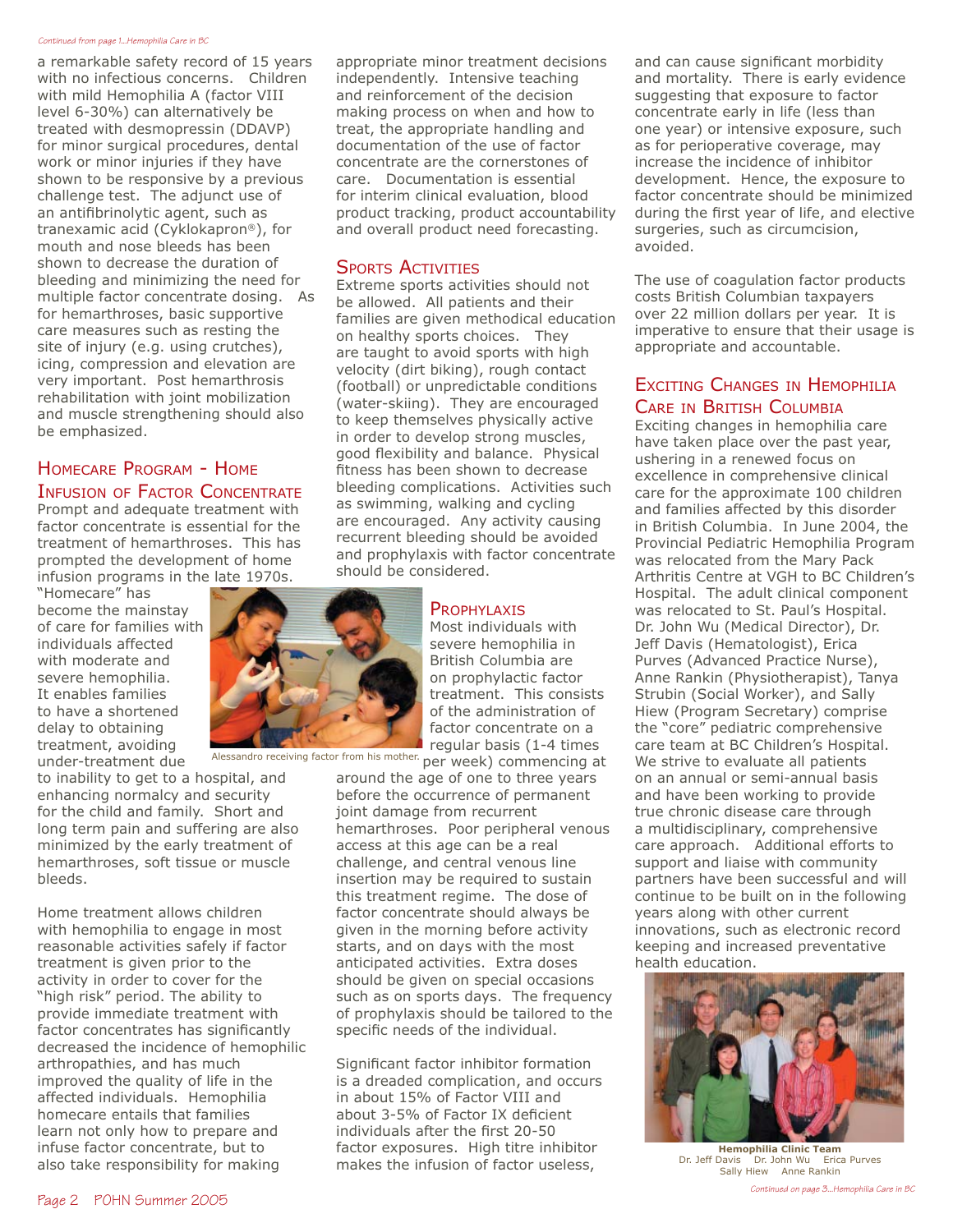*Continued from page 1...Hemophilia Care in BC*

a remarkable safety record of 15 years with no infectious concerns. Children with mild Hemophilia A (factor VIII level 6-30%) can alternatively be treated with desmopressin (DDAVP) for minor surgical procedures, dental work or minor injuries if they have shown to be responsive by a previous challenge test. The adjunct use of an antifibrinolytic agent, such as tranexamic acid (Cyklokapron®), for mouth and nose bleeds has been shown to decrease the duration of bleeding and minimizing the need for multiple factor concentrate dosing. As for hemarthroses, basic supportive care measures such as resting the site of injury (e.g. using crutches), icing, compression and elevation are very important. Post hemarthrosis rehabilitation with joint mobilization and muscle strengthening should also be emphasized.

## Homecare Program - Home Infusion of Factor Concentrate

Prompt and adequate treatment with factor concentrate is essential for the treatment of hemarthroses. This has prompted the development of home infusion programs in the late 1970s. "Homecare" has become the mainstay of care for families with individuals affected with moderate and severe hemophilia. It enables families to have a shortened delay to obtaining treatment, avoiding under-treatment due to inability to get to a hospital, and enhancing normalcy and security for the child and family. Short and long term pain and suffering are also minimized by the early treatment of hemarthroses, soft tissue or muscle bleeds.

Alessandro receiving factor from his mother.

Home treatment allows children with hemophilia to engage in most reasonable activities safely if factor treatment is given prior to the activity in order to cover for the "high risk" period. The ability to provide immediate treatment with factor concentrates has significantly decreased the incidence of hemophilic arthropathies, and has much improved the quality of life in the affected individuals. Hemophilia homecare entails that families learn not only how to prepare and infuse factor concentrate, but to also take responsibility for making appropriate minor treatment decisions independently. Intensive teaching and reinforcement of the decision making process on when and how to treat, the appropriate handling and documentation of the use of factor concentrate are the cornerstones of care. Documentation is essential for interim clinical evaluation, blood product tracking, product accountability and overall product need forecasting.

## Sports Activities

Extreme sports activities should not be allowed. All patients and their families are given methodical education on healthy sports choices. They are taught to avoid sports with high velocity (dirt biking), rough contact (football) or unpredictable conditions (water-skiing). They are encouraged to keep themselves physically active in order to develop strong muscles, good flexibility and balance. Physical fitness has been shown to decrease bleeding complications. Activities such as swimming, walking and cycling are encouraged. Any activity causing recurrent bleeding should be avoided and prophylaxis with factor concentrate should be considered.

## Prophylaxis

Most individuals with severe hemophilia in British Columbia are on prophylactic factor treatment. This consists of the administration of factor concentrate on a regular basis (1-4 times per week) commencing at around the age of one to three years before the occurrence of permanent joint damage from recurrent hemarthroses. Poor peripheral venous access at this age can be a real challenge, and central venous line insertion may be required to sustain this treatment regime. The dose of factor concentrate should always be given in the morning before activity starts, and on days with the most anticipated activities. Extra doses should be given on special occasions such as on sports days. The frequency of prophylaxis should be tailored to the specific needs of the individual.

Significant factor inhibitor formation is a dreaded complication, and occurs in about 15% of Factor VIII and about 3-5% of Factor IX deficient individuals after the first 20-50 factor exposures. High titre inhibitor makes the infusion of factor useless, and can cause significant morbidity and mortality. There is early evidence suggesting that exposure to factor concentrate early in life (less than one year) or intensive exposure, such as for perioperative coverage, may increase the incidence of inhibitor development. Hence, the exposure to factor concentrate should be minimized during the first year of life, and elective surgeries, such as circumcision, avoided.

The use of coagulation factor products costs British Columbian taxpayers over 22 million dollars per year. It is imperative to ensure that their usage is appropriate and accountable.

## Exciting Changes in Hemophilia Care in British Columbia

Exciting changes in hemophilia care have taken place over the past year, ushering in a renewed focus on excellence in comprehensive clinical care for the approximate 100 children and families affected by this disorder in British Columbia. In June 2004, the Provincial Pediatric Hemophilia Program was relocated from the Mary Pack Arthritis Centre at VGH to BC Children's Hospital. The adult clinical component was relocated to St. Paul's Hospital. Dr. John Wu (Medical Director), Dr. Jeff Davis (Hematologist), Erica Purves (Advanced Practice Nurse), Anne Rankin (Physiotherapist), Tanya Strubin (Social Worker), and Sally Hiew (Program Secretary) comprise the "core" pediatric comprehensive care team at BC Children's Hospital. We strive to evaluate all patients on an annual or semi-annual basis and have been working to provide true chronic disease care through a multidisciplinary, comprehensive care approach. Additional efforts to support and liaise with community partners have been successful and will continue to be built on in the following years along with other current innovations, such as electronic record keeping and increased preventative health education.

**Hemophilia Clinic Team**
Dr. Jeff Davis Dr. John Wu Erica Purves
Sally Hiew Anne Rankin

*Continued on page 3...Hemophilia Care in BC*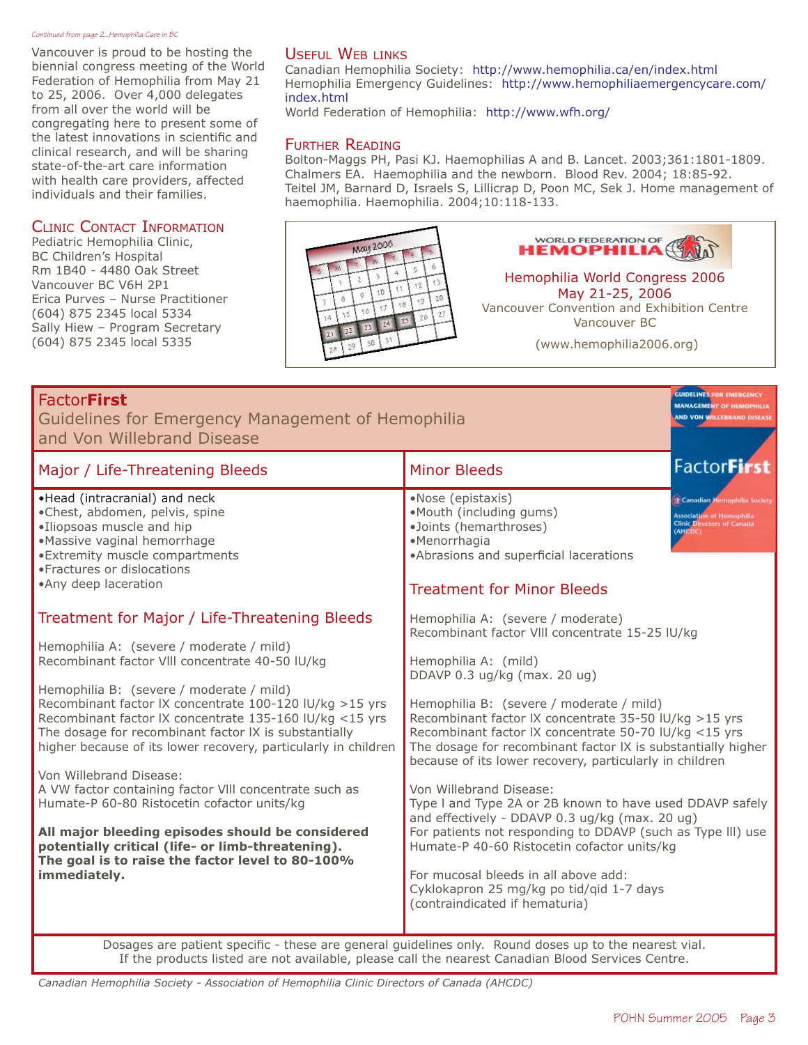*Continued from page 2...Hemophilia Care in BC*

Vancouver is proud to be hosting the biennial congress meeting of the World Federation of Hemophilia from May 21 to 25, 2006. Over 4,000 delegates from all over the world will be congregating here to present some of the latest innovations in scientific and clinical research, and will be sharing state-of-the-art care information with health care providers, affected individuals and their families.

## Clinic Contact Information

Pediatric Hemophilia Clinic,
BC Children's Hospital
Rm 1B40 - 4480 Oak Street
Vancouver BC V6H 2P1
Erica Purves – Nurse Practitioner
(604) 875 2345 local 5334
Sally Hiew – Program Secretary
(604) 875 2345 local 5335

## Useful Web Links

Canadian Hemophilia Society: http://www.hemophilia.ca/en/index.html
Hemophilia Emergency Guidelines: http://www.hemophiliaemergencycare.com/index.html
World Federation of Hemophilia: http://www.wfh.org/

## Further Reading

Bolton-Maggs PH, Pasi KJ. Haemophilias A and B. Lancet. 2003;361:1801-1809.
Chalmers EA. Haemophilia and the newborn. Blood Rev. 2004; 18:85-92.
Teitel JM, Barnard D, Israels S, Lillicrap D, Poon MC, Sek J. Home management of haemophilia. Haemophilia. 2004;10:118-133.

WORLD FEDERATION OF HEMOPHILIA

Hemophilia World Congress 2006
May 21-25, 2006
Vancouver Convention and Exhibition Centre
Vancouver BC

(www.hemophilia2006.org)

## Factor**First**
### Guidelines for Emergency Management of Hemophilia and Von Willebrand Disease

### Major / Life-Threatening Bleeds

- Head (intracranial) and neck
- Chest, abdomen, pelvis, spine
- Iliopsoas muscle and hip
- Massive vaginal hemorrhage
- Extremity muscle compartments
- Fractures or dislocations
- Any deep laceration

### Treatment for Major / Life-Threatening Bleeds

Hemophilia A: (severe / moderate / mild)
Recombinant factor VIII concentrate 40-50 IU/kg

Hemophilia B: (severe / moderate / mild)
Recombinant factor IX concentrate 100-120 IU/kg >15 yrs
Recombinant factor IX concentrate 135-160 IU/kg <15 yrs
The dosage for recombinant factor IX is substantially higher because of its lower recovery, particularly in children

Von Willebrand Disease:
A VW factor containing factor VIII concentrate such as Humate-P 60-80 Ristocetin cofactor units/kg

**All major bleeding episodes should be considered potentially critical (life- or limb-threatening). The goal is to raise the factor level to 80-100% immediately.**

### Minor Bleeds

- Nose (epistaxis)
- Mouth (including gums)
- Joints (hemarthroses)
- Menorrhagia
- Abrasions and superficial lacerations

### Treatment for Minor Bleeds

Hemophilia A: (severe / moderate)
Recombinant factor VIII concentrate 15-25 IU/kg

Hemophilia A: (mild)
DDAVP 0.3 ug/kg (max. 20 ug)

Hemophilia B: (severe / moderate / mild)
Recombinant factor IX concentrate 35-50 IU/kg >15 yrs
Recombinant factor IX concentrate 50-70 IU/kg <15 yrs
The dosage for recombinant factor IX is substantially higher because of its lower recovery, particularly in children

Von Willebrand Disease:
Type I and Type 2A or 2B known to have used DDAVP safely and effectively - DDAVP 0.3 ug/kg (max. 20 ug)
For patients not responding to DDAVP (such as Type III) use Humate-P 40-60 Ristocetin cofactor units/kg

For mucosal bleeds in all above add:
Cyklokapron 25 mg/kg po tid/qid 1-7 days
(contraindicated if hematuria)

Dosages are patient specific - these are general guidelines only. Round doses up to the nearest vial. If the products listed are not available, please call the nearest Canadian Blood Services Centre.

*Canadian Hemophilia Society - Association of Hemophilia Clinic Directors of Canada (AHCDC)*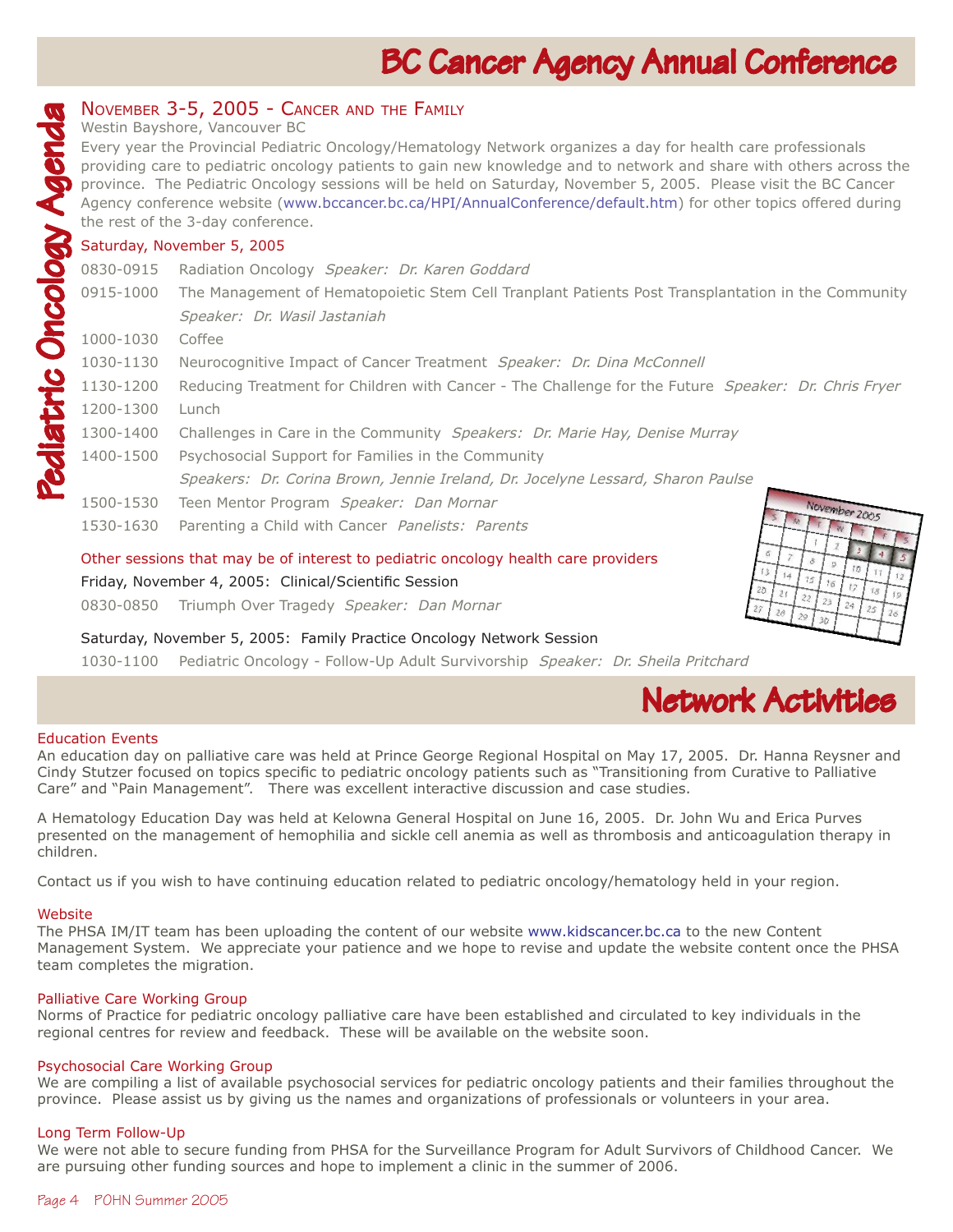# BC Cancer Agency Annual Conference

## Pediatric Oncology Agenda

### November 3-5, 2005 - Cancer and the Family

Westin Bayshore, Vancouver BC

Every year the Provincial Pediatric Oncology/Hematology Network organizes a day for health care professionals providing care to pediatric oncology patients to gain new knowledge and to network and share with others across the province. The Pediatric Oncology sessions will be held on Saturday, November 5, 2005. Please visit the BC Cancer Agency conference website (www.bccancer.bc.ca/HPI/AnnualConference/default.htm) for other topics offered during the rest of the 3-day conference.

#### Saturday, November 5, 2005

0830-0915 Radiation Oncology *Speaker: Dr. Karen Goddard*

0915-1000 The Management of Hematopoietic Stem Cell Tranplant Patients Post Transplantation in the Community *Speaker: Dr. Wasil Jastaniah*

1000-1030 Coffee

1030-1130 Neurocognitive Impact of Cancer Treatment *Speaker: Dr. Dina McConnell*

1130-1200 Reducing Treatment for Children with Cancer - The Challenge for the Future *Speaker: Dr. Chris Fryer*

1200-1300 Lunch

1300-1400 Challenges in Care in the Community *Speakers: Dr. Marie Hay, Denise Murray*

1400-1500 Psychosocial Support for Families in the Community *Speakers: Dr. Corina Brown, Jennie Ireland, Dr. Jocelyne Lessard, Sharon Paulse*

1500-1530 Teen Mentor Program *Speaker: Dan Mornar*

1530-1630 Parenting a Child with Cancer *Panelists: Parents*

#### Other sessions that may be of interest to pediatric oncology health care providers

Friday, November 4, 2005: Clinical/Scientific Session

0830-0850 Triumph Over Tragedy *Speaker: Dan Mornar*

Saturday, November 5, 2005: Family Practice Oncology Network Session

1030-1100 Pediatric Oncology - Follow-Up Adult Survivorship *Speaker: Dr. Sheila Pritchard*

# Network Activities

### Education Events

An education day on palliative care was held at Prince George Regional Hospital on May 17, 2005. Dr. Hanna Reysner and Cindy Stutzer focused on topics specific to pediatric oncology patients such as "Transitioning from Curative to Palliative Care" and "Pain Management". There was excellent interactive discussion and case studies.

A Hematology Education Day was held at Kelowna General Hospital on June 16, 2005. Dr. John Wu and Erica Purves presented on the management of hemophilia and sickle cell anemia as well as thrombosis and anticoagulation therapy in children.

Contact us if you wish to have continuing education related to pediatric oncology/hematology held in your region.

### Website

The PHSA IM/IT team has been uploading the content of our website www.kidscancer.bc.ca to the new Content Management System. We appreciate your patience and we hope to revise and update the website content once the PHSA team completes the migration.

### Palliative Care Working Group

Norms of Practice for pediatric oncology palliative care have been established and circulated to key individuals in the regional centres for review and feedback. These will be available on the website soon.

### Psychosocial Care Working Group

We are compiling a list of available psychosocial services for pediatric oncology patients and their families throughout the province. Please assist us by giving us the names and organizations of professionals or volunteers in your area.

### Long Term Follow-Up

We were not able to secure funding from PHSA for the Surveillance Program for Adult Survivors of Childhood Cancer. We are pursuing other funding sources and hope to implement a clinic in the summer of 2006.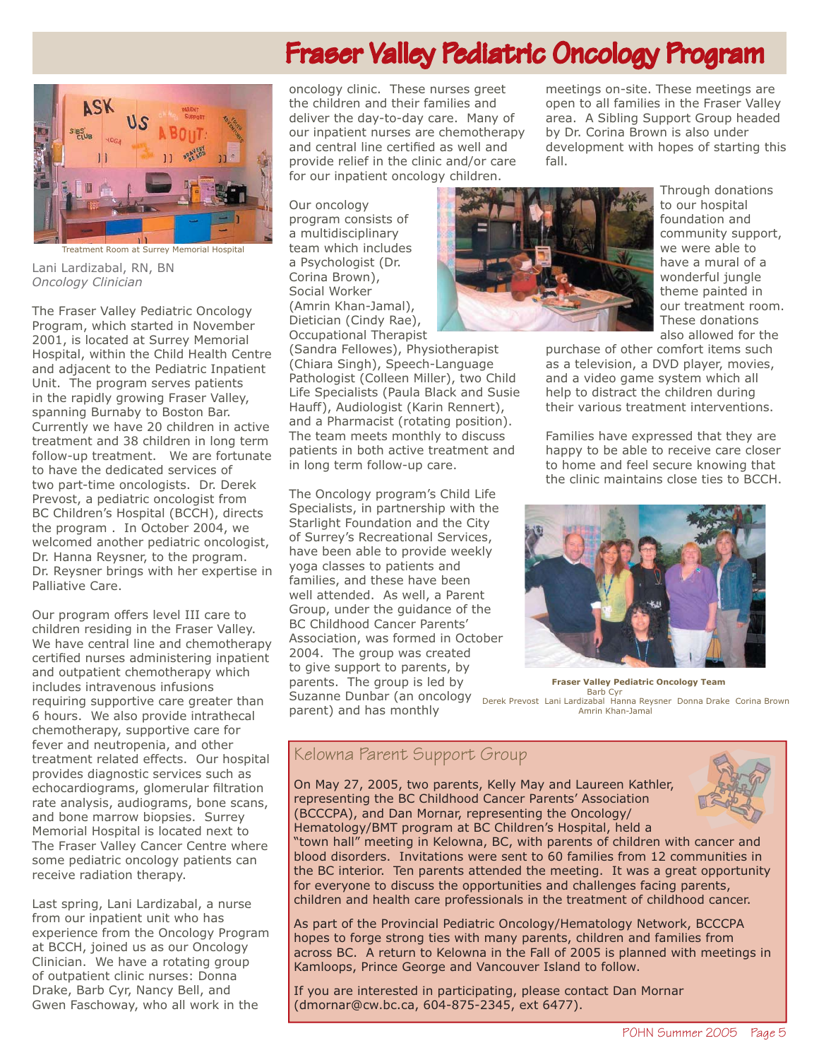# Fraser Valley Pediatric Oncology Program

Treatment Room at Surrey Memorial Hospital

Lani Lardizabal, RN, BN
*Oncology Clinician*

The Fraser Valley Pediatric Oncology Program, which started in November 2001, is located at Surrey Memorial Hospital, within the Child Health Centre and adjacent to the Pediatric Inpatient Unit. The program serves patients in the rapidly growing Fraser Valley, spanning Burnaby to Boston Bar. Currently we have 20 children in active treatment and 38 children in long term follow-up treatment. We are fortunate to have the dedicated services of two part-time oncologists. Dr. Derek Prevost, a pediatric oncologist from BC Children's Hospital (BCCH), directs the program . In October 2004, we welcomed another pediatric oncologist, Dr. Hanna Reysner, to the program. Dr. Reysner brings with her expertise in Palliative Care.

Our program offers level III care to children residing in the Fraser Valley. We have central line and chemotherapy certified nurses administering inpatient and outpatient chemotherapy which includes intravenous infusions requiring supportive care greater than 6 hours. We also provide intrathecal chemotherapy, supportive care for fever and neutropenia, and other treatment related effects. Our hospital provides diagnostic services such as echocardiograms, glomerular filtration rate analysis, audiograms, bone scans, and bone marrow biopsies. Surrey Memorial Hospital is located next to The Fraser Valley Cancer Centre where some pediatric oncology patients can receive radiation therapy.

Last spring, Lani Lardizabal, a nurse from our inpatient unit who has experience from the Oncology Program at BCCH, joined us as our Oncology Clinician. We have a rotating group of outpatient clinic nurses: Donna Drake, Barb Cyr, Nancy Bell, and Gwen Faschoway, who all work in the oncology clinic. These nurses greet the children and their families and deliver the day-to-day care. Many of our inpatient nurses are chemotherapy and central line certified as well and provide relief in the clinic and/or care for our inpatient oncology children.

Our oncology program consists of a multidisciplinary team which includes a Psychologist (Dr. Corina Brown), Social Worker (Amrin Khan-Jamal), Dietician (Cindy Rae), Occupational Therapist (Sandra Fellowes), Physiotherapist (Chiara Singh), Speech-Language Pathologist (Colleen Miller), two Child Life Specialists (Paula Black and Susie Hauff), Audiologist (Karin Rennert), and a Pharmacist (rotating position). The team meets monthly to discuss patients in both active treatment and in long term follow-up care.

The Oncology program's Child Life Specialists, in partnership with the Starlight Foundation and the City of Surrey's Recreational Services, have been able to provide weekly yoga classes to patients and families, and these have been well attended. As well, a Parent Group, under the guidance of the BC Childhood Cancer Parents' Association, was formed in October 2004. The group was created to give support to parents, by parents. The group is led by Suzanne Dunbar (an oncology parent) and has monthly meetings on-site. These meetings are open to all families in the Fraser Valley area. A Sibling Support Group headed by Dr. Corina Brown is also under development with hopes of starting this fall.

Through donations to our hospital foundation and community support, we were able to have a mural of a wonderful jungle theme painted in our treatment room. These donations also allowed for the purchase of other comfort items such as a television, a DVD player, movies, and a video game system which all help to distract the children during their various treatment interventions.

Families have expressed that they are happy to be able to receive care closer to home and feel secure knowing that the clinic maintains close ties to BCCH.

**Fraser Valley Pediatric Oncology Team**
Barb Cyr
Derek Prevost Lani Lardizabal Hanna Reysner Donna Drake Corina Brown
Amrin Khan-Jamal

## Kelowna Parent Support Group

On May 27, 2005, two parents, Kelly May and Laureen Kathler, representing the BC Childhood Cancer Parents' Association (BCCCPA), and Dan Mornar, representing the Oncology/Hematology/BMT program at BC Children's Hospital, held a "town hall" meeting in Kelowna, BC, with parents of children with cancer and blood disorders. Invitations were sent to 60 families from 12 communities in the BC interior. Ten parents attended the meeting. It was a great opportunity for everyone to discuss the opportunities and challenges facing parents, children and health care professionals in the treatment of childhood cancer.

As part of the Provincial Pediatric Oncology/Hematology Network, BCCCPA hopes to forge strong ties with many parents, children and families from across BC. A return to Kelowna in the Fall of 2005 is planned with meetings in Kamloops, Prince George and Vancouver Island to follow.

If you are interested in participating, please contact Dan Mornar (dmornar@cw.bc.ca, 604-875-2345, ext 6477).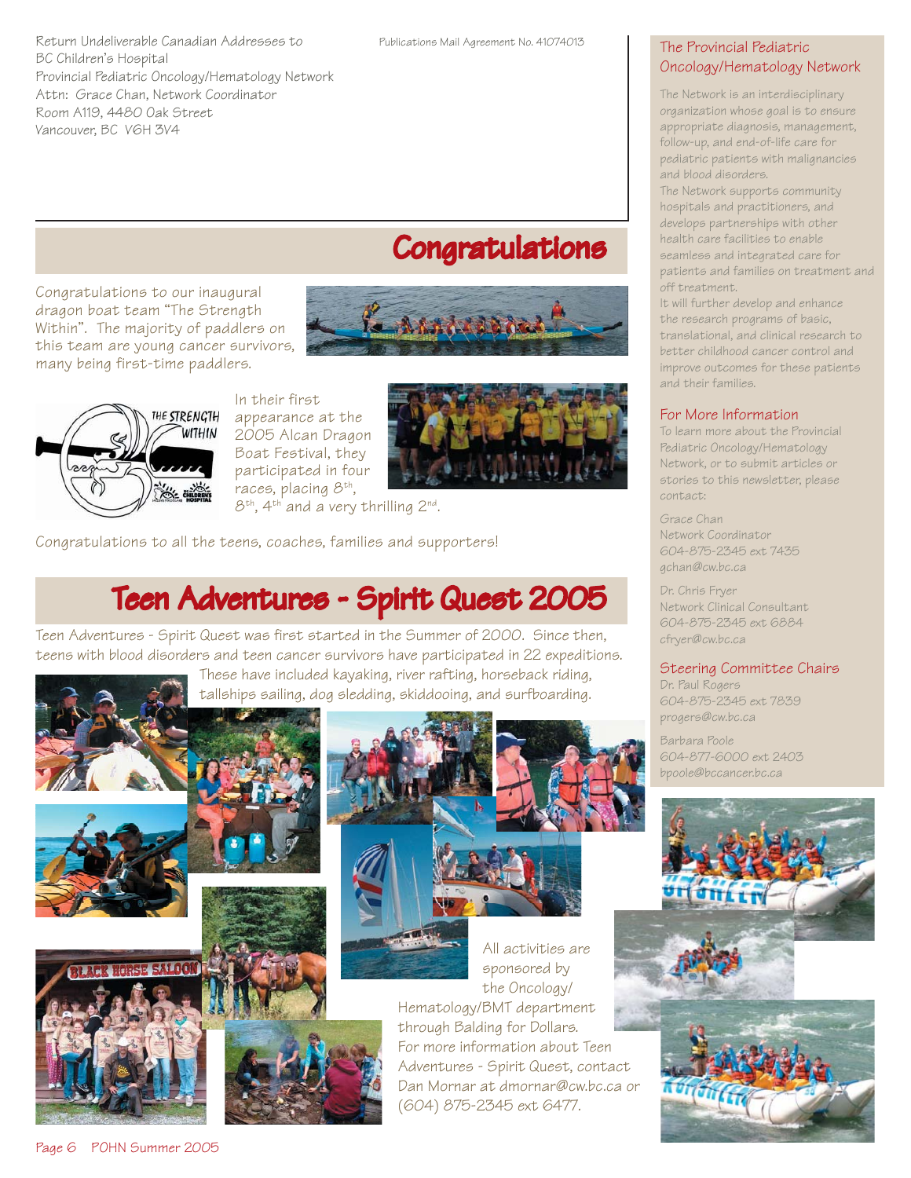Return Undeliverable Canadian Addresses to
BC Children's Hospital
Provincial Pediatric Oncology/Hematology Network
Attn: Grace Chan, Network Coordinator
Room A119, 4480 Oak Street
Vancouver, BC V6H 3V4

Publications Mail Agreement No. 41074013

## Congratulations

Congratulations to our inaugural dragon boat team "The Strength Within". The majority of paddlers on this team are young cancer survivors, many being first-time paddlers.

In their first appearance at the 2005 Alcan Dragon Boat Festival, they participated in four races, placing 8th, 8th, 4th and a very thrilling 2nd.

Congratulations to all the teens, coaches, families and supporters!

## Teen Adventures - Spirit Quest 2005

Teen Adventures - Spirit Quest was first started in the Summer of 2000. Since then, teens with blood disorders and teen cancer survivors have participated in 22 expeditions. These have included kayaking, river rafting, horseback riding, tallships sailing, dog sledding, skiddooing, and surfboarding.

All activities are sponsored by the Oncology/Hematology/BMT department through Balding for Dollars. For more information about Teen Adventures - Spirit Quest, contact Dan Mornar at dmornar@cw.bc.ca or (604) 875-2345 ext 6477.

### The Provincial Pediatric Oncology/Hematology Network

The Network is an interdisciplinary organization whose goal is to ensure appropriate diagnosis, management, follow-up, and end-of-life care for pediatric patients with malignancies and blood disorders.

The Network supports community hospitals and practitioners, and develops partnerships with other health care facilities to enable seamless and integrated care for patients and families on treatment and off treatment.

It will further develop and enhance the research programs of basic, translational, and clinical research to better childhood cancer control and improve outcomes for these patients and their families.

### For More Information

To learn more about the Provincial Pediatric Oncology/Hematology Network, or to submit articles or stories to this newsletter, please contact:

Grace Chan
Network Coordinator
604-875-2345 ext 7435
gchan@cw.bc.ca

Dr. Chris Fryer
Network Clinical Consultant
604-875-2345 ext 6884
cfryer@cw.bc.ca

### Steering Committee Chairs

Dr. Paul Rogers
604-875-2345 ext 7839
progers@cw.bc.ca

Barbara Poole
604-877-6000 ext 2403
bpoole@bccancer.bc.ca